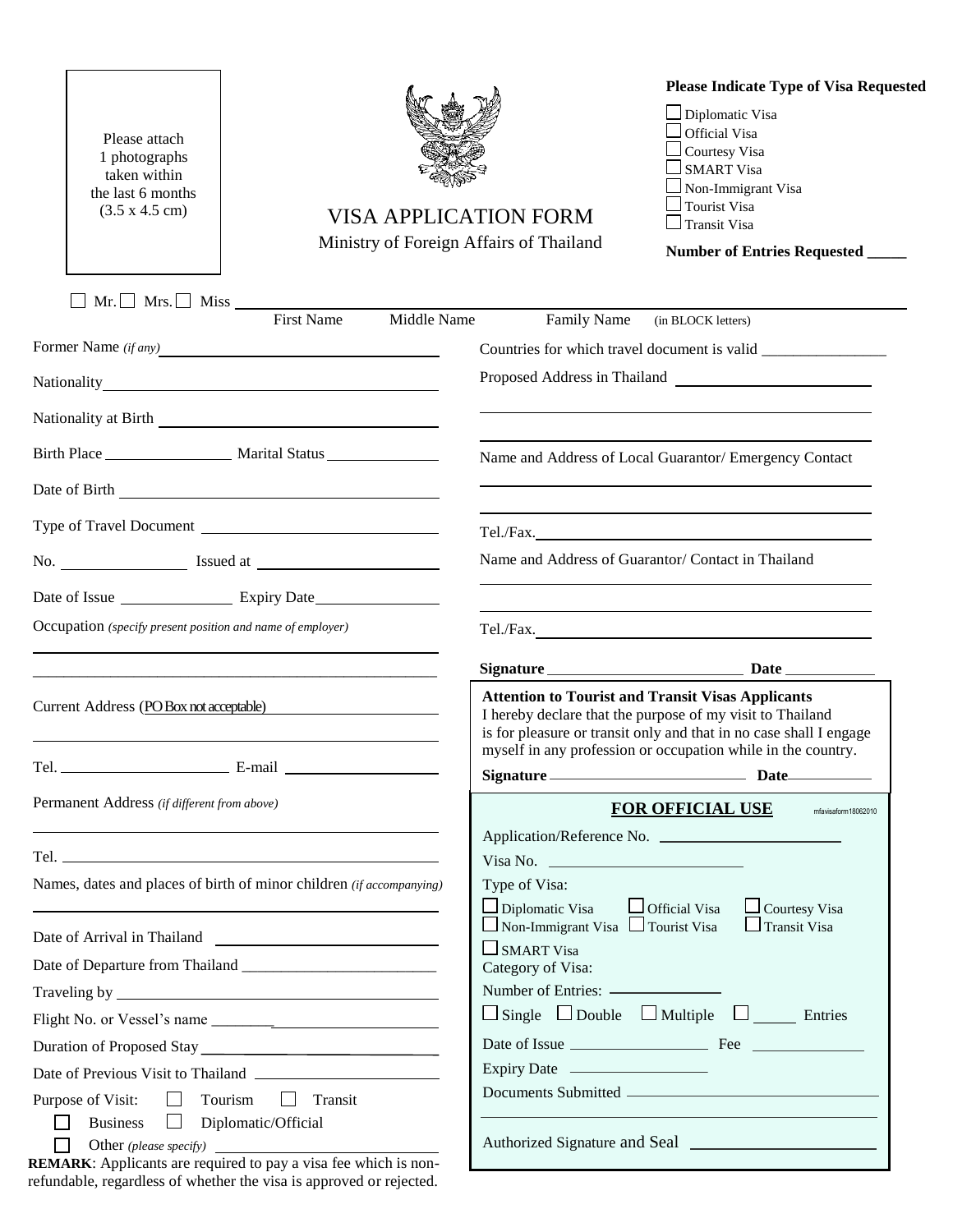Please attach 1 photographs taken within the last 6 months (3.5 x 4.5 cm)

# VISA APPLICATION FORM

Ministry of Foreign Affairs of Thailand

**Please Indicate Type of Visa Requested**

- ☐ Diplomatic Visa
- ☐ Official Visa
- ☐ Courtesy Visa
- ☐ SMART Visa
- ☐ Non-Immigrant Visa
- ☐ Tourist Visa
- ☐ Transit Visa

**Number of Entries Requested _____**

☐ Mr. ☐ Mrs. ☐ Miss ____________________________________________
First Name  Middle Name  Family Name (in BLOCK letters)

Former Name *(if any)* ____________________

Nationality ____________________

Nationality at Birth ____________________

Birth Place ____________ Marital Status ____________

Date of Birth ____________________

Type of Travel Document ____________________

No. ____________ Issued at ____________

Date of Issue ____________ Expiry Date ____________

Occupation *(specify present position and name of employer)* ____________________

Current Address (PO Box not acceptable) ____________________

Tel. ____________ E-mail ____________

Permanent Address *(if different from above)* ____________________

Tel. ____________________

Names, dates and places of birth of minor children *(if accompanying)* ____________________

Date of Arrival in Thailand ____________________

Date of Departure from Thailand ____________________

Traveling by ____________________

Flight No. or Vessel's name ____________________

Duration of Proposed Stay ____________________

Date of Previous Visit to Thailand ____________________

Purpose of Visit: ☐ Tourism ☐ Transit ☐ Business ☐ Diplomatic/Official ☐ Other *(please specify)* ____________________

**REMARK**: Applicants are required to pay a visa fee which is non-refundable, regardless of whether the visa is approved or rejected.

Countries for which travel document is valid ____________________

Proposed Address in Thailand ____________________

Name and Address of Local Guarantor/ Emergency Contact ____________________

Tel./Fax. ____________________

Name and Address of Guarantor/ Contact in Thailand ____________________

Tel./Fax. ____________________

**Signature** ____________________ **Date** ____________

**Attention to Tourist and Transit Visas Applicants**
I hereby declare that the purpose of my visit to Thailand is for pleasure or transit only and that in no case shall I engage myself in any profession or occupation while in the country.

**Signature** ____________________ **Date** ____________

## FOR OFFICIAL USE

mfavisaform18062010

Application/Reference No. ____________________

Visa No. ____________________

Type of Visa:

☐ Diplomatic Visa ☐ Official Visa ☐ Courtesy Visa ☐ Non-Immigrant Visa ☐ Tourist Visa ☐ Transit Visa ☐ SMART Visa

Category of Visa:

Number of Entries: ____________

☐ Single ☐ Double ☐ Multiple ☐ _____ Entries

Date of Issue ____________ Fee ____________

Expiry Date ____________

Documents Submitted ____________________

Authorized Signature and Seal ____________________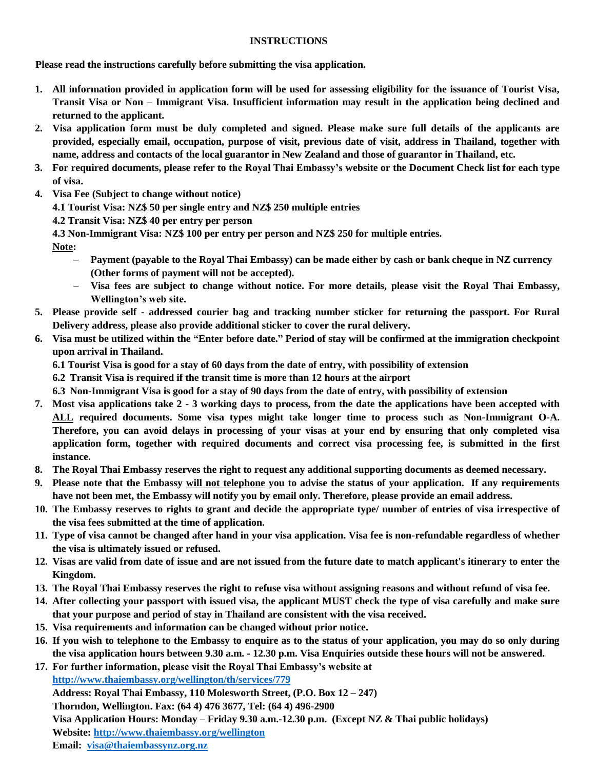**INSTRUCTIONS**

**Please read the instructions carefully before submitting the visa application.**

1. **All information provided in application form will be used for assessing eligibility for the issuance of Tourist Visa, Transit Visa or Non – Immigrant Visa. Insufficient information may result in the application being declined and returned to the applicant.**
2. **Visa application form must be duly completed and signed. Please make sure full details of the applicants are provided, especially email, occupation, purpose of visit, previous date of visit, address in Thailand, together with name, address and contacts of the local guarantor in New Zealand and those of guarantor in Thailand, etc.**
3. **For required documents, please refer to the Royal Thai Embassy's website or the Document Check list for each type of visa.**
4. **Visa Fee (Subject to change without notice)**

   **4.1 Tourist Visa: NZ$ 50 per single entry and NZ$ 250 multiple entries**

   **4.2 Transit Visa: NZ$ 40 per entry per person**

   **4.3 Non-Immigrant Visa: NZ$ 100 per entry per person and NZ$ 250 for multiple entries.**

   **Note:**
   - **Payment (payable to the Royal Thai Embassy) can be made either by cash or bank cheque in NZ currency (Other forms of payment will not be accepted).**
   - **Visa fees are subject to change without notice. For more details, please visit the Royal Thai Embassy, Wellington's web site.**
5. **Please provide self - addressed courier bag and tracking number sticker for returning the passport. For Rural Delivery address, please also provide additional sticker to cover the rural delivery.**
6. **Visa must be utilized within the "Enter before date." Period of stay will be confirmed at the immigration checkpoint upon arrival in Thailand.**

   **6.1 Tourist Visa is good for a stay of 60 days from the date of entry, with possibility of extension**

   **6.2 Transit Visa is required if the transit time is more than 12 hours at the airport**

   **6.3 Non-Immigrant Visa is good for a stay of 90 days from the date of entry, with possibility of extension**
7. **Most visa applications take 2 - 3 working days to process, from the date the applications have been accepted with ALL required documents. Some visa types might take longer time to process such as Non-Immigrant O-A. Therefore, you can avoid delays in processing of your visas at your end by ensuring that only completed visa application form, together with required documents and correct visa processing fee, is submitted in the first instance.**
8. **The Royal Thai Embassy reserves the right to request any additional supporting documents as deemed necessary.**
9. **Please note that the Embassy will not telephone you to advise the status of your application. If any requirements have not been met, the Embassy will notify you by email only. Therefore, please provide an email address.**
10. **The Embassy reserves to rights to grant and decide the appropriate type/ number of entries of visa irrespective of the visa fees submitted at the time of application.**
11. **Type of visa cannot be changed after hand in your visa application. Visa fee is non-refundable regardless of whether the visa is ultimately issued or refused.**
12. **Visas are valid from date of issue and are not issued from the future date to match applicant's itinerary to enter the Kingdom.**
13. **The Royal Thai Embassy reserves the right to refuse visa without assigning reasons and without refund of visa fee.**
14. **After collecting your passport with issued visa, the applicant MUST check the type of visa carefully and make sure that your purpose and period of stay in Thailand are consistent with the visa received.**
15. **Visa requirements and information can be changed without prior notice.**
16. **If you wish to telephone to the Embassy to enquire as to the status of your application, you may do so only during the visa application hours between 9.30 a.m. - 12.30 p.m. Visa Enquiries outside these hours will not be answered.**
17. **For further information, please visit the Royal Thai Embassy's website at [http://www.thaiembassy.org/wellington/th/services/779](http://www.thaiembassy.org/wellington/th/services/779)**

   **Address: Royal Thai Embassy, 110 Molesworth Street, (P.O. Box 12 – 247)**

   **Thorndon, Wellington. Fax: (64 4) 476 3677, Tel: (64 4) 496-2900**

   **Visa Application Hours: Monday – Friday 9.30 a.m.-12.30 p.m. (Except NZ & Thai public holidays)**

   **Website: [http://www.thaiembassy.org/wellington](http://www.thaiembassy.org/wellington)**

   **Email: [visa@thaiembassynz.org.nz](mailto:visa@thaiembassynz.org.nz)**